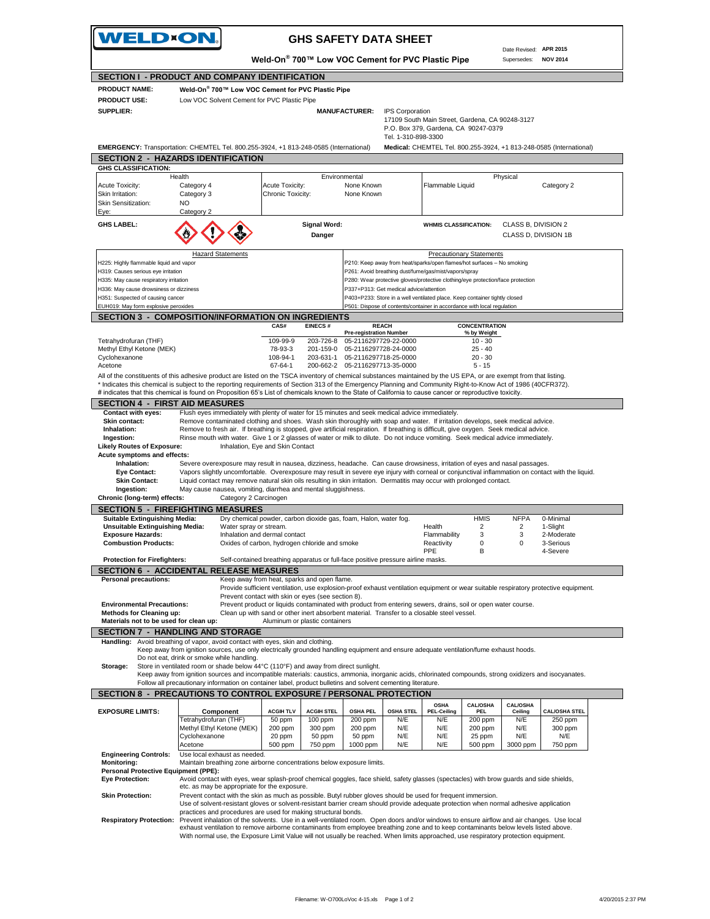# WELD-ON

## GHS SAFETY DATA SHEET

**Weld-On® 700™ Low VOC Cement for PVC Plastic Pipe**

Date Revised: **APR 2015**
Supersedes: **NOV 2014**

## SECTION I - PRODUCT AND COMPANY IDENTIFICATION

**PRODUCT NAME:** **Weld-On® 700™ Low VOC Cement for PVC Plastic Pipe**

**PRODUCT USE:** Low VOC Solvent Cement for PVC Plastic Pipe

**SUPPLIER:**

**MANUFACTURER:** IPS Corporation
17109 South Main Street, Gardena, CA 90248-3127
P.O. Box 379, Gardena, CA 90247-0379
Tel. 1-310-898-3300

**EMERGENCY:** Transportation: CHEMTEL Tel. 800.255-3924, +1 813-248-0585 (International) **Medical:** CHEMTEL Tel. 800.255-3924, +1 813-248-0585 (International)

## SECTION 2 - HAZARDS IDENTIFICATION

**GHS CLASSIFICATION:**

| Health | | Environmental | | Physical | |
|---|---|---|---|---|---|
| Acute Toxicity: | Category 4 | Acute Toxicity: | None Known | Flammable Liquid | Category 2 |
| Skin Irritation: | Category 3 | Chronic Toxicity: | None Known | | |
| Skin Sensitization: | NO | | | | |
| Eye: | Category 2 | | | | |

**GHS LABEL:**

**Signal Word:** **Danger**

**WHMIS CLASSIFICATION:** CLASS B, DIVISION 2; CLASS D, DIVISION 1B

| Hazard Statements | Precautionary Statements |
|---|---|
| H225: Highly flammable liquid and vapor | P210: Keep away from heat/sparks/open flames/hot surfaces – No smoking |
| H319: Causes serious eye irritation | P261: Avoid breathing dust/fume/gas/mist/vapors/spray |
| H335: May cause respiratory irritation | P280: Wear protective gloves/protective clothing/eye protection/face protection |
| H336: May cause drowsiness or dizziness | P337+P313: Get medical advice/attention |
| H351: Suspected of causing cancer | P403+P233: Store in a well ventilated place. Keep container tightly closed |
| EUH019: May form explosive peroxides | P501: Dispose of contents/container in accordance with local regulation |

## SECTION 3 - COMPOSITION/INFORMATION ON INGREDIENTS

| | CAS# | EINECS # | REACH Pre-registration Number | CONCENTRATION % by Weight |
|---|---|---|---|---|
| Tetrahydrofuran (THF) | 109-99-9 | 203-726-8 | 05-2116297729-22-0000 | 10 - 30 |
| Methyl Ethyl Ketone (MEK) | 78-93-3 | 201-159-0 | 05-2116297728-24-0000 | 25 - 40 |
| Cyclohexanone | 108-94-1 | 203-631-1 | 05-2116297718-25-0000 | 20 - 30 |
| Acetone | 67-64-1 | 200-662-2 | 05-2116297713-35-0000 | 5 - 15 |

All of the constituents of this adhesive product are listed on the TSCA inventory of chemical substances maintained by the US EPA, or are exempt from that listing.
* Indicates this chemical is subject to the reporting requirements of Section 313 of the Emergency Planning and Community Right-to-Know Act of 1986 (40CFR372).
# indicates that this chemical is found on Proposition 65's List of chemicals known to the State of California to cause cancer or reproductive toxicity.

## SECTION 4 - FIRST AID MEASURES

**Contact with eyes:** Flush eyes immediately with plenty of water for 15 minutes and seek medical advice immediately.
**Skin contact:** Remove contaminated clothing and shoes. Wash skin thoroughly with soap and water. If irritation develops, seek medical advice.
**Inhalation:** Remove to fresh air. If breathing is stopped, give artificial respiration. If breathing is difficult, give oxygen. Seek medical advice.
**Ingestion:** Rinse mouth with water. Give 1 or 2 glasses of water or milk to dilute. Do not induce vomiting. Seek medical advice immediately.
**Likely Routes of Exposure:** Inhalation, Eye and Skin Contact
**Acute symptoms and effects:**
**Inhalation:** Severe overexposure may result in nausea, dizziness, headache. Can cause drowsiness, irritation of eyes and nasal passages.
**Eye Contact:** Vapors slightly uncomfortable. Overexposure may result in severe eye injury with corneal or conjunctival inflammation on contact with the liquid.
**Skin Contact:** Liquid contact may remove natural skin oils resulting in skin irritation. Dermatitis may occur with prolonged contact.
**Ingestion:** May cause nausea, vomiting, diarrhea and mental sluggishness.
**Chronic (long-term) effects:** Category 2 Carcinogen

## SECTION 5 - FIREFIGHTING MEASURES

**Suitable Extinguishing Media:** Dry chemical powder, carbon dioxide gas, foam, Halon, water fog.
**Unsuitable Extinguishing Media:** Water spray or stream.
**Exposure Hazards:** Inhalation and dermal contact
**Combustion Products:** Oxides of carbon, hydrogen chloride and smoke

| | HMIS | NFPA | |
|---|---|---|---|
| Health | 2 | 2 | 0-Minimal |
| Flammability | 3 | 3 | 1-Slight |
| Reactivity | 0 | 0 | 2-Moderate |
| PPE | B | | 3-Serious |
| | | | 4-Severe |

**Protection for Firefighters:** Self-contained breathing apparatus or full-face positive pressure airline masks.

## SECTION 6 - ACCIDENTAL RELEASE MEASURES

**Personal precautions:** Keep away from heat, sparks and open flame.
Provide sufficient ventilation, use explosion-proof exhaust ventilation equipment or wear suitable respiratory protective equipment.
Prevent contact with skin or eyes (see section 8).
**Environmental Precautions:** Prevent product or liquids contaminated with product from entering sewers, drains, soil or open water course.
**Methods for Cleaning up:** Clean up with sand or other inert absorbent material. Transfer to a closable steel vessel.
**Materials not to be used for clean up:** Aluminum or plastic containers

## SECTION 7 - HANDLING AND STORAGE

**Handling:** Avoid breathing of vapor, avoid contact with eyes, skin and clothing.
Keep away from ignition sources, use only electrically grounded handling equipment and ensure adequate ventilation/fume exhaust hoods.
Do not eat, drink or smoke while handling.
**Storage:** Store in ventilated room or shade below 44°C (110°F) and away from direct sunlight.
Keep away from ignition sources and incompatible materials: caustics, ammonia, inorganic acids, chlorinated compounds, strong oxidizers and isocyanates.
Follow all precautionary information on container label, product bulletins and solvent cementing literature.

## SECTION 8 - PRECAUTIONS TO CONTROL EXPOSURE / PERSONAL PROTECTION

**EXPOSURE LIMITS:**

| Component | ACGIH TLV | ACGIH STEL | OSHA PEL | OSHA STEL | OSHA PEL-Ceiling | CAL/OSHA PEL | CAL/OSHA Ceiling | CAL/OSHA STEL |
|---|---|---|---|---|---|---|---|---|
| Tetrahydrofuran (THF) | 50 ppm | 100 ppm | 200 ppm | N/E | N/E | 200 ppm | N/E | 250 ppm |
| Methyl Ethyl Ketone (MEK) | 200 ppm | 300 ppm | 200 ppm | N/E | N/E | 200 ppm | N/E | 300 ppm |
| Cyclohexanone | 20 ppm | 50 ppm | 50 ppm | N/E | N/E | 25 ppm | N/E | N/E |
| Acetone | 500 ppm | 750 ppm | 1000 ppm | N/E | N/E | 500 ppm | 3000 ppm | 750 ppm |

**Engineering Controls:** Use local exhaust as needed.
**Monitoring:** Maintain breathing zone airborne concentrations below exposure limits.
**Personal Protective Equipment (PPE):**
**Eye Protection:** Avoid contact with eyes, wear splash-proof chemical goggles, face shield, safety glasses (spectacles) with brow guards and side shields, etc. as may be appropriate for the exposure.
**Skin Protection:** Prevent contact with the skin as much as possible. Butyl rubber gloves should be used for frequent immersion.
Use of solvent-resistant gloves or solvent-resistant barrier cream should provide adequate protection when normal adhesive application practices and procedures are used for making structural bonds.
**Respiratory Protection:** Prevent inhalation of the solvents. Use in a well-ventilated room. Open doors and/or windows to ensure airflow and air changes. Use local exhaust ventilation to remove airborne contaminants from employee breathing zone and to keep contaminants below levels listed above.
With normal use, the Exposure Limit Value will not usually be reached. When limits approached, use respiratory protection equipment.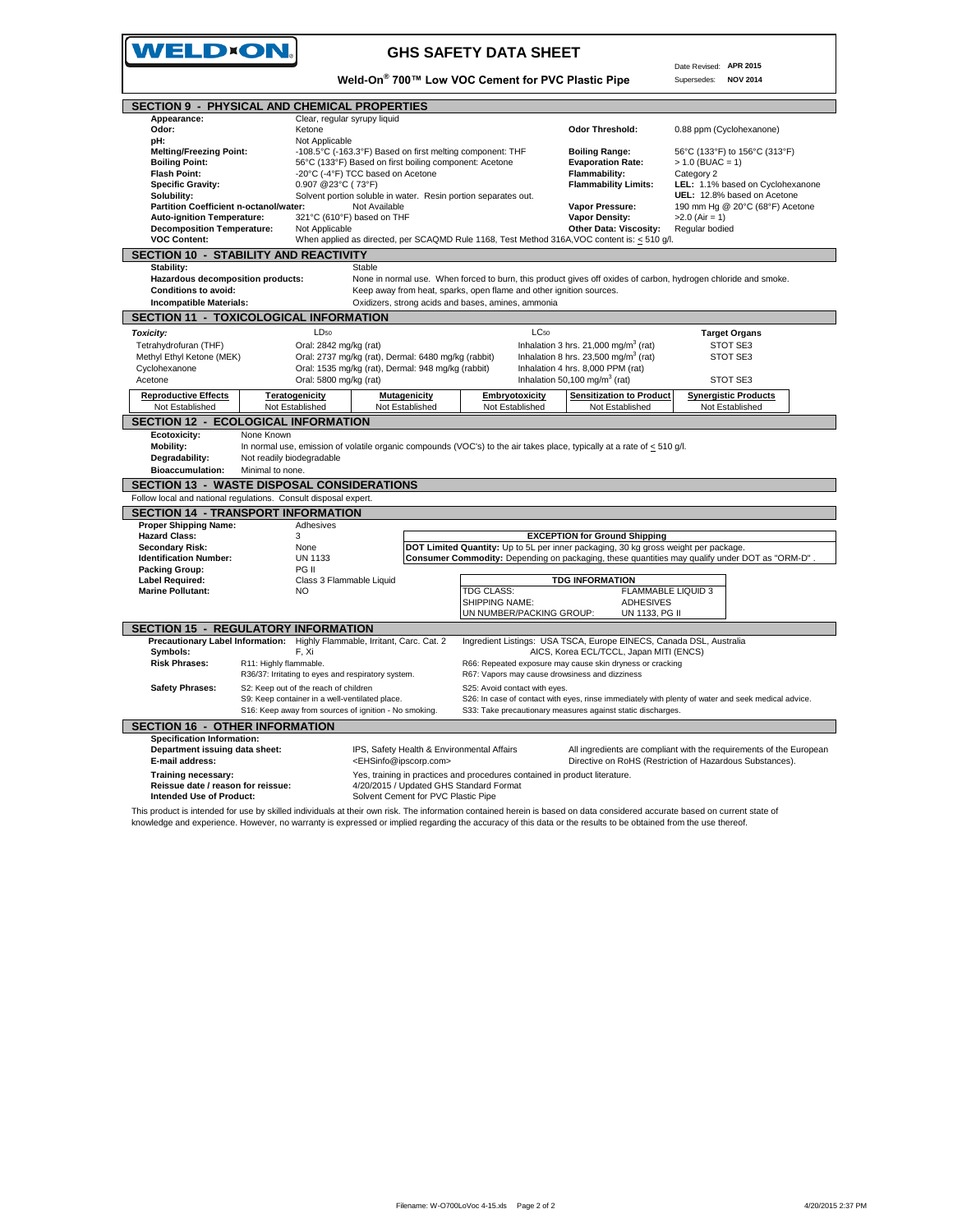# WELD-ON

## GHS SAFETY DATA SHEET

**Weld-On® 700™ Low VOC Cement for PVC Plastic Pipe**

Date Revised: **APR 2015**
Supersedes: **NOV 2014**

## SECTION 9 - PHYSICAL AND CHEMICAL PROPERTIES

| | | | |
|---|---|---|---|
| **Appearance:** | Clear, regular syrupy liquid | | |
| **Odor:** | Ketone | **Odor Threshold:** | 0.88 ppm (Cyclohexanone) |
| **pH:** | Not Applicable | | |
| **Melting/Freezing Point:** | -108.5°C (-163.3°F) Based on first melting component: THF | **Boiling Range:** | 56°C (133°F) to 156°C (313°F) |
| **Boiling Point:** | 56°C (133°F) Based on first boiling component: Acetone | **Evaporation Rate:** | > 1.0 (BUAC = 1) |
| **Flash Point:** | -20°C (-4°F) TCC based on Acetone | **Flammability:** | Category 2 |
| **Specific Gravity:** | 0.907 @23°C ( 73°F) | **Flammability Limits:** | **LEL:** 1.1% based on Cyclohexanone |
| **Solubility:** | Solvent portion soluble in water. Resin portion separates out. | | **UEL:** 12.8% based on Acetone |
| **Partition Coefficient n-octanol/water:** | Not Available | **Vapor Pressure:** | 190 mm Hg @ 20°C (68°F) Acetone |
| **Auto-ignition Temperature:** | 321°C (610°F) based on THF | **Vapor Density:** | >2.0 (Air = 1) |
| **Decomposition Temperature:** | Not Applicable | **Other Data: Viscosity:** | Regular bodied |
| **VOC Content:** | When applied as directed, per SCAQMD Rule 1168, Test Method 316A,VOC content is: ≤ 510 g/l. | | |

## SECTION 10 - STABILITY AND REACTIVITY

| | |
|---|---|
| **Stability:** | Stable |
| **Hazardous decomposition products:** | None in normal use. When forced to burn, this product gives off oxides of carbon, hydrogen chloride and smoke. |
| **Conditions to avoid:** | Keep away from heat, sparks, open flame and other ignition sources. |
| **Incompatible Materials:** | Oxidizers, strong acids and bases, amines, ammonia |

## SECTION 11 - TOXICOLOGICAL INFORMATION

| *Toxicity:* | $LD_{50}$ | $LC_{50}$ | Target Organs |
|---|---|---|---|
| Tetrahydrofuran (THF) | Oral: 2842 mg/kg (rat) | Inhalation 3 hrs. 21,000 mg/m$^3$ (rat) | STOT SE3 |
| Methyl Ethyl Ketone (MEK) | Oral: 2737 mg/kg (rat), Dermal: 6480 mg/kg (rabbit) | Inhalation 8 hrs. 23,500 mg/m$^3$ (rat) | STOT SE3 |
| Cyclohexanone | Oral: 1535 mg/kg (rat), Dermal: 948 mg/kg (rabbit) | Inhalation 4 hrs. 8,000 PPM (rat) | |
| Acetone | Oral: 5800 mg/kg (rat) | Inhalation 50,100 mg/m$^3$ (rat) | STOT SE3 |

| Reproductive Effects | Teratogenicity | Mutagenicity | Embryotoxicity | Sensitization to Product | Synergistic Products |
|---|---|---|---|---|---|
| Not Established | Not Established | Not Established | Not Established | Not Established | Not Established |

## SECTION 12 - ECOLOGICAL INFORMATION

**Ecotoxicity:** None Known
**Mobility:** In normal use, emission of volatile organic compounds (VOC's) to the air takes place, typically at a rate of ≤ 510 g/l.
**Degradability:** Not readily biodegradable
**Bioaccumulation:** Minimal to none.

## SECTION 13 - WASTE DISPOSAL CONSIDERATIONS

Follow local and national regulations. Consult disposal expert.

## SECTION 14 - TRANSPORT INFORMATION

| | |
|---|---|
| **Proper Shipping Name:** | Adhesives |
| **Hazard Class:** | 3 |
| **Secondary Risk:** | None |
| **Identification Number:** | UN 1133 |
| **Packing Group:** | PG II |
| **Label Required:** | Class 3 Flammable Liquid |
| **Marine Pollutant:** | NO |

**EXCEPTION for Ground Shipping**
**DOT Limited Quantity:** Up to 5L per inner packaging, 30 kg gross weight per package.
**Consumer Commodity:** Depending on packaging, these quantities may qualify under DOT as "ORM-D".

| TDG INFORMATION | |
|---|---|
| TDG CLASS: | FLAMMABLE LIQUID 3 |
| SHIPPING NAME: | ADHESIVES |
| UN NUMBER/PACKING GROUP: | UN 1133, PG II |

## SECTION 15 - REGULATORY INFORMATION

**Precautionary Label Information:** Highly Flammable, Irritant, Carc. Cat. 2
**Symbols:** F, Xi

Ingredient Listings: USA TSCA, Europe EINECS, Canada DSL, Australia AICS, Korea ECL/TCCL, Japan MITI (ENCS)

**Risk Phrases:**
- R11: Highly flammable.
- R36/37: Irritating to eyes and respiratory system.
- R66: Repeated exposure may cause skin dryness or cracking
- R67: Vapors may cause drowsiness and dizziness

**Safety Phrases:**
- S2: Keep out of the reach of children
- S9: Keep container in a well-ventilated place.
- S16: Keep away from sources of ignition - No smoking.
- S25: Avoid contact with eyes.
- S26: In case of contact with eyes, rinse immediately with plenty of water and seek medical advice.
- S33: Take precautionary measures against static discharges.

## SECTION 16 - OTHER INFORMATION

**Specification Information:**
**Department issuing data sheet:** IPS, Safety Health & Environmental Affairs
**E-mail address:** <EHSinfo@ipscorp.com>
**Training necessary:** Yes, training in practices and procedures contained in product literature.
**Reissue date / reason for reissue:** 4/20/2015 / Updated GHS Standard Format
**Intended Use of Product:** Solvent Cement for PVC Plastic Pipe

All ingredients are compliant with the requirements of the European Directive on RoHS (Restriction of Hazardous Substances).

This product is intended for use by skilled individuals at their own risk. The information contained herein is based on data considered accurate based on current state of knowledge and experience. However, no warranty is expressed or implied regarding the accuracy of this data or the results to be obtained from the use thereof.